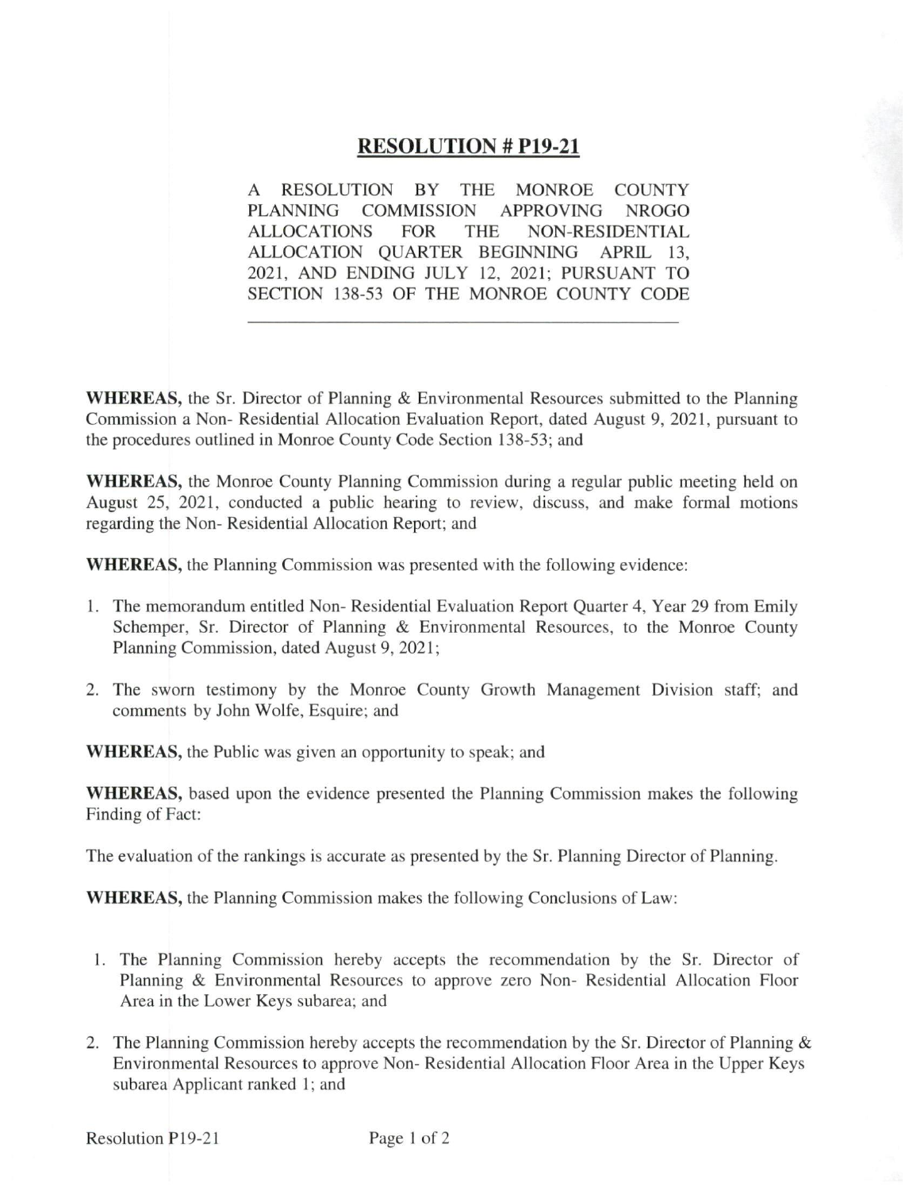# RESOLUTION # P19-21

A RESOLUTION BY THE MONROE COUNTY PLANNING COMMISSION APPROVING NROGO ALLOCATIONS FOR THE NON-RESIDENTIAL ALLOCATION QUARTER BEGINNING APRIL 13, 2021, AND ENDING JULY 12, 2021; PURSUANT TO SECTION 138-53 OF THE MONROE COUNTY CODE

---

**WHEREAS,** the Sr. Director of Planning & Environmental Resources submitted to the Planning Commission a Non- Residential Allocation Evaluation Report, dated August 9, 2021, pursuant to the procedures outlined in Monroe County Code Section 138-53; and

**WHEREAS,** the Monroe County Planning Commission during a regular public meeting held on August 25, 2021, conducted a public hearing to review, discuss, and make formal motions regarding the Non- Residential Allocation Report; and

**WHEREAS,** the Planning Commission was presented with the following evidence:

1. The memorandum entitled Non- Residential Evaluation Report Quarter 4, Year 29 from Emily Schemper, Sr. Director of Planning & Environmental Resources, to the Monroe County Planning Commission, dated August 9, 2021;

2. The sworn testimony by the Monroe County Growth Management Division staff; and comments by John Wolfe, Esquire; and

**WHEREAS,** the Public was given an opportunity to speak; and

**WHEREAS,** based upon the evidence presented the Planning Commission makes the following Finding of Fact:

The evaluation of the rankings is accurate as presented by the Sr. Planning Director of Planning.

**WHEREAS,** the Planning Commission makes the following Conclusions of Law:

1. The Planning Commission hereby accepts the recommendation by the Sr. Director of Planning & Environmental Resources to approve zero Non- Residential Allocation Floor Area in the Lower Keys subarea; and

2. The Planning Commission hereby accepts the recommendation by the Sr. Director of Planning & Environmental Resources to approve Non- Residential Allocation Floor Area in the Upper Keys subarea Applicant ranked 1; and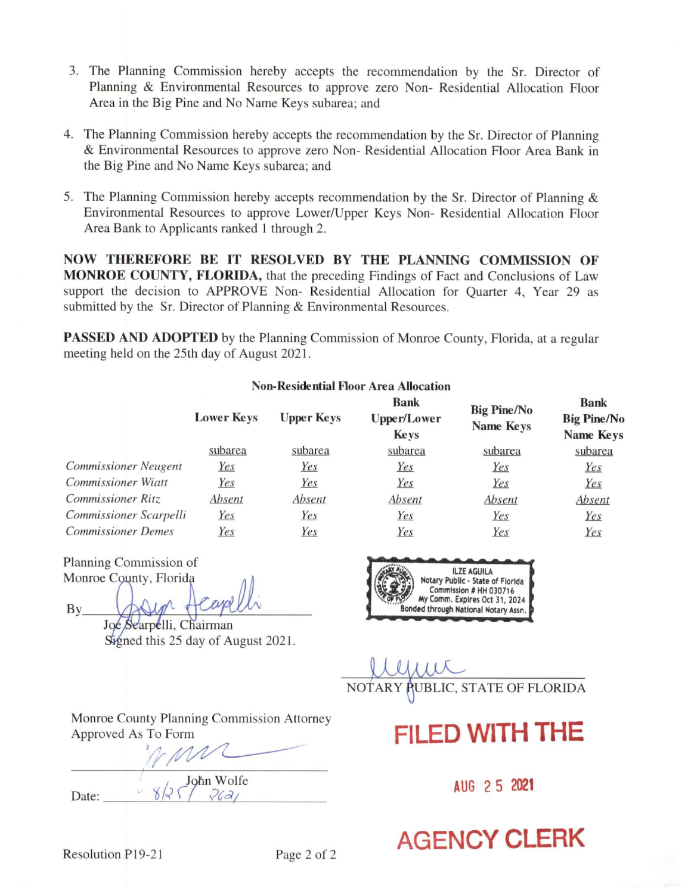3. The Planning Commission hereby accepts the recommendation by the Sr. Director of Planning & Environmental Resources to approve zero Non- Residential Allocation Floor Area in the Big Pine and No Name Keys subarea; and

4. The Planning Commission hereby accepts the recommendation by the Sr. Director of Planning & Environmental Resources to approve zero Non- Residential Allocation Floor Area Bank in the Big Pine and No Name Keys subarea; and

5. The Planning Commission hereby accepts recommendation by the Sr. Director of Planning & Environmental Resources to approve Lower/Upper Keys Non- Residential Allocation Floor Area Bank to Applicants ranked 1 through 2.

**NOW THEREFORE BE IT RESOLVED BY THE PLANNING COMMISSION OF MONROE COUNTY, FLORIDA,** that the preceding Findings of Fact and Conclusions of Law support the decision to APPROVE Non- Residential Allocation for Quarter 4, Year 29 as submitted by the Sr. Director of Planning & Environmental Resources.

**PASSED AND ADOPTED** by the Planning Commission of Monroe County, Florida, at a regular meeting held on the 25th day of August 2021.

**Non-Residential Floor Area Allocation**

| | **Lower Keys** | **Upper Keys** | **Bank Upper/Lower Keys** | **Big Pine/No Name Keys** | **Bank Big Pine/No Name Keys** |
|---|---|---|---|---|---|
| | subarea | subarea | subarea | subarea | subarea |
| *Commissioner Neugent* | *Yes* | *Yes* | *Yes* | *Yes* | *Yes* |
| *Commissioner Wiatt* | *Yes* | *Yes* | *Yes* | *Yes* | *Yes* |
| *Commissioner Ritz* | *Absent* | *Absent* | *Absent* | *Absent* | *Absent* |
| *Commissioner Scarpelli* | *Yes* | *Yes* | *Yes* | *Yes* | *Yes* |
| *Commissioner Demes* | *Yes* | *Yes* | *Yes* | *Yes* | *Yes* |

Planning Commission of
Monroe County, Florida

By ____________________
Joe Scarpelli, Chairman
Signed this 25 day of August 2021.

ILZE AGUILA
Notary Public - State of Florida
Commission # HH 030716
My Comm. Expires Oct 31, 2024
Bonded through National Notary Assn.

____________________
NOTARY PUBLIC, STATE OF FLORIDA

Monroe County Planning Commission Attorney
Approved As To Form

____________________
John Wolfe

Date: 8/25/2021

FILED WITH THE

AUG 25 2021

AGENCY CLERK

Resolution P19-21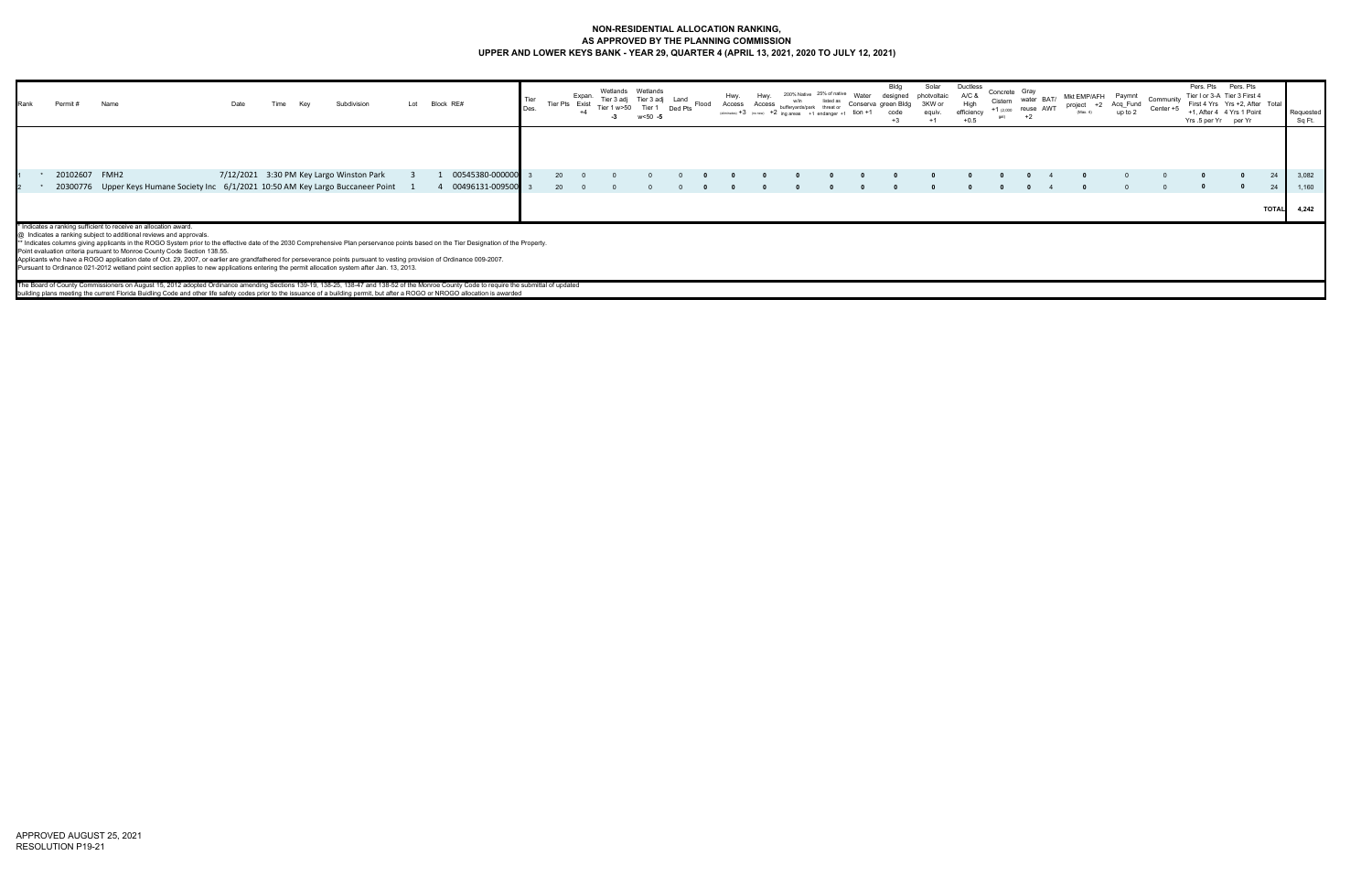# NON-RESIDENTIAL ALLOCATION RANKING,
# AS APPROVED BY THE PLANNING COMMISSION
# UPPER AND LOWER KEYS BANK - YEAR 29, QUARTER 4 (APRIL 13, 2021, 2020 TO JULY 12, 2021)

| Rank | | Permit # | Name | Date | Time | Key | Subdivision | Lot | Block | RE# | Tier Des. | Tier Pts | Expan. Exist +4 | Wetlands Tier 3 adj Tier 1 w>50 -3 | Wetlands Tier 3 adj Tier 1 w<50 -5 | Land Ded Pts | Flood | Hwy. Access (stormwater) +3 | Hwy. Access (no new) +2 | 200% Native w/in bufferyards/parking areas +1 | 25% of native listed as threat or endanger +1 | Water Conservation +1 | Bldg designed green Bldg code +3 | Solar photovoltaic 3KW or equiv. +1 | Ductless A/C & High efficiency +0.5 | Concrete Cistern +1 (2,000 gal) | Gray water reuse +2 | BAT/AWT | Mkt EMP/AFH project +2 (Max. 4) | Paymnt Acq_Fund up to 2 | Community Center +5 | Pers. Pts Tier I or 3-A First 4 Yrs +1, After 4 Yrs .5 per Yr | Pers. Pts Tier 3 First 4 Yrs +2, After 4 Yrs 1 Point per Yr | Total | Requested Sq Ft. |
|---|---|---|---|---|---|---|---|---|---|---|---|---|---|---|---|---|---|---|---|---|---|---|---|---|---|---|---|---|---|---|---|---|---|---|---|
| 1 | * | 20102607 | FMH2 | 7/12/2021 | 3:30 PM | Key Largo | Winston Park | 3 | 1 | 00545380-000000 | 3 | 20 | 0 | 0 | 0 | 0 | 0 | 0 | 0 | 0 | 0 | 0 | 0 | 0 | 0 | 0 | 0 | 4 | 0 | 0 | 0 | 0 | 0 | 24 | 3,082 |
| 2 | * | 20300776 | Upper Keys Humane Society Inc | 6/1/2021 | 10:50 AM | Key Largo | Buccaneer Point | 1 | 4 | 00496131-009500 | 3 | 20 | 0 | 0 | 0 | 0 | 0 | 0 | 0 | 0 | 0 | 0 | 0 | 0 | 0 | 0 | 0 | 4 | 0 | 0 | 0 | 0 | 0 | 24 | 1,160 |
| | | | | | | | | | | | | | | | | | | | | | | | | | | | | | | | | | | TOTAL | 4,242 |

* Indicates a ranking sufficient to receive an allocation award.
@ Indicates a ranking subject to additional reviews and approvals.
** Indicates columns giving applicants in the ROGO System prior to the effective date of the 2030 Comprehensive Plan perservance points based on the Tier Designation of the Property.
Point evaluation criteria pursuant to Monroe County Code Section 138.55.
Applicants who have a ROGO application date of Oct. 29, 2007, or earlier are grandfathered for perseverance points pursuant to vesting provision of Ordinance 009-2007.
Pursuant to Ordinance 021-2012 wetland point section applies to new applications entering the permit allocation system after Jan. 13, 2013.

The Board of County Commissioners on August 15, 2012 adopted Ordinance amending Sections 139-19, 138-25, 138-47 and 138-52 of the Monroe County Code to require the submittal of updated building plans meeting the current Florida Buidling Code and other life safety codes prior to the issuance of a building permit, but after a ROGO or NROGO allocation is awarded

APPROVED AUGUST 25, 2021
RESOLUTION P19-21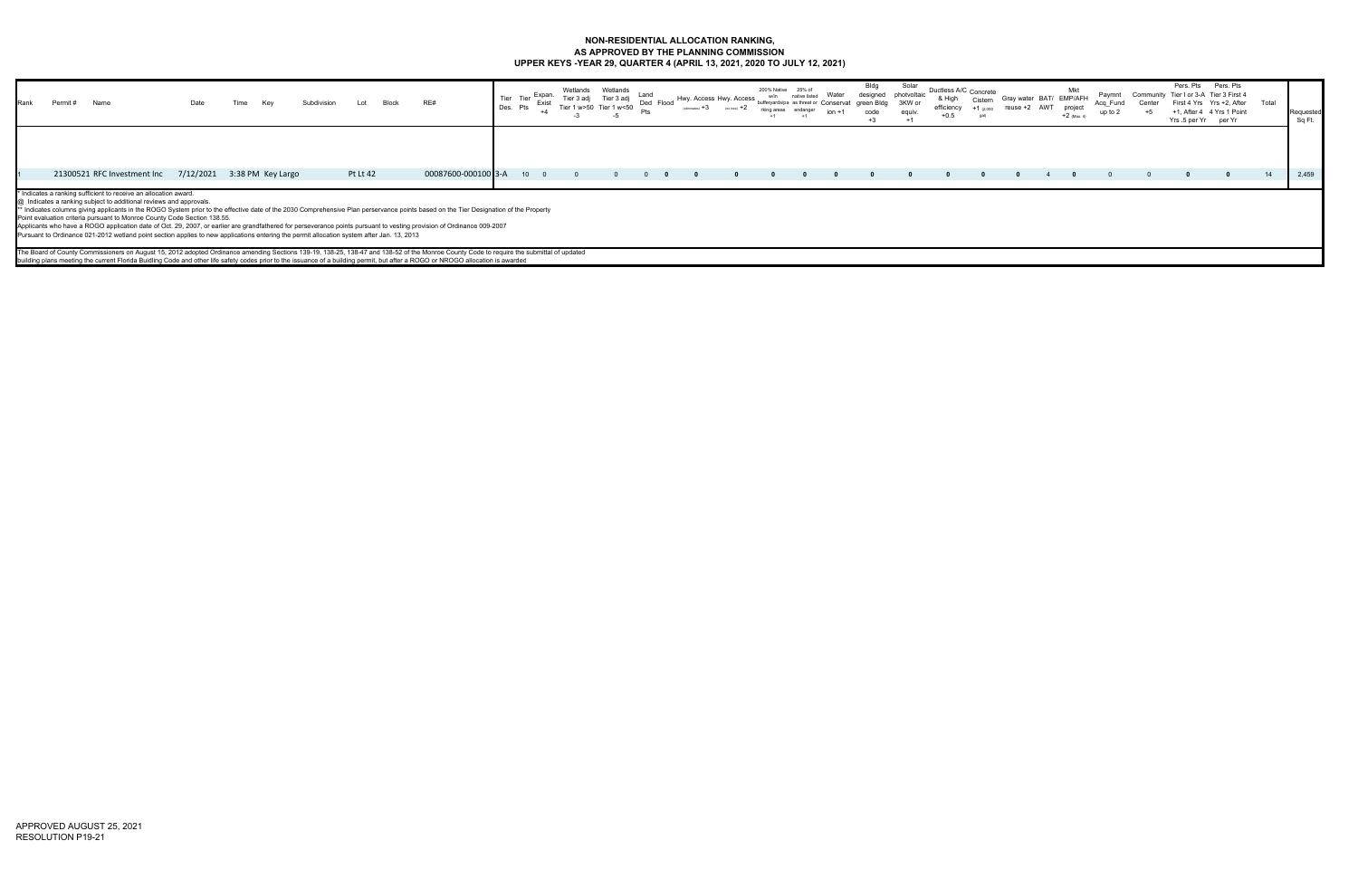# NON-RESIDENTIAL ALLOCATION RANKING, AS APPROVED BY THE PLANNING COMMISSION
## UPPER KEYS -YEAR 29, QUARTER 4 (APRIL 13, 2021, 2020 TO JULY 12, 2021)

| Rank | Permit # | Name | Date | Time | Key | Subdivision | Lot | Block | RE# | Tier Des. | Tier Pts | Expan. Exist +4 | Wetlands Tier 3 adj Tier 1 w>50 -3 | Wetlands Tier 3 adj Tier 1 w<50 -5 | Land Ded Pts | Flood | Hwy. Access (eliminates) +3 | Hwy. Access (no min) +2 | 200% Native w/in bufferyards/parking areas +1 | 25% of native listed as threat or endanger +1 | Water Conservation +1 | Bldg designed green Bldg code +3 | Solar photovoltaic 3KW or equiv. +1 | Ductless A/C & High efficiency +0.5 | Concrete Cistern +1 (2,000 gal) | Gray water reuse +2 | BAT/ AWT | Mkt EMP/AFH project +2 (Max. 4) | Paymnt Acq_Fund up to 2 | Community Center +5 | Pers. Pts Tier I or 3-A First 4 Yrs +1, After 4 Yrs .5 per Yr | Pers. Pts Tier 3 First 4 Yrs +2, After 4 Yrs 1 Point per Yr | Total | Requested Sq Ft. |
|---|---|---|---|---|---|---|---|---|---|---|---|---|---|---|---|---|---|---|---|---|---|---|---|---|---|---|---|---|---|---|---|---|---|---|
| 1 | 21300521 | RFC Investment Inc | 7/12/2021 | 3:38 PM | Key Largo | | Pt Lt 42 | | 00087600-000100 | 3-A | 10 | 0 | 0 | 0 | 0 | 0 | 0 | 0 | 0 | 0 | 0 | 0 | 0 | 0 | 0 | 0 | 4 | 0 | 0 | 0 | 0 | 0 | 14 | 2,459 |

* Indicates a ranking sufficient to receive an allocation award.
@ Indicates a ranking subject to additional reviews and approvals.
** Indicates columns giving applicants in the ROGO System prior to the effective date of the 2030 Comprehensive Plan perservance points based on the Tier Designation of the Property
Point evaluation criteria pursuant to Monroe County Code Section 138.55.
Applicants who have a ROGO application date of Oct. 29, 2007, or earlier are grandfathered for perseverance points pursuant to vesting provision of Ordinance 009-2007
Pursuant to Ordinance 021-2012 wetland point section applies to new applications entering the permit allocation system after Jan. 13, 2013

The Board of County Commissioners on August 15, 2012 adopted Ordinance amending Sections 139-19, 138-25, 138-47 and 138-52 of the Monroe County Code to require the submittal of updated building plans meeting the current Florida Buidling Code and other life safety codes prior to the issuance of a building permit, but after a ROGO or NROGO allocation is awarded

APPROVED AUGUST 25, 2021
RESOLUTION P19-21